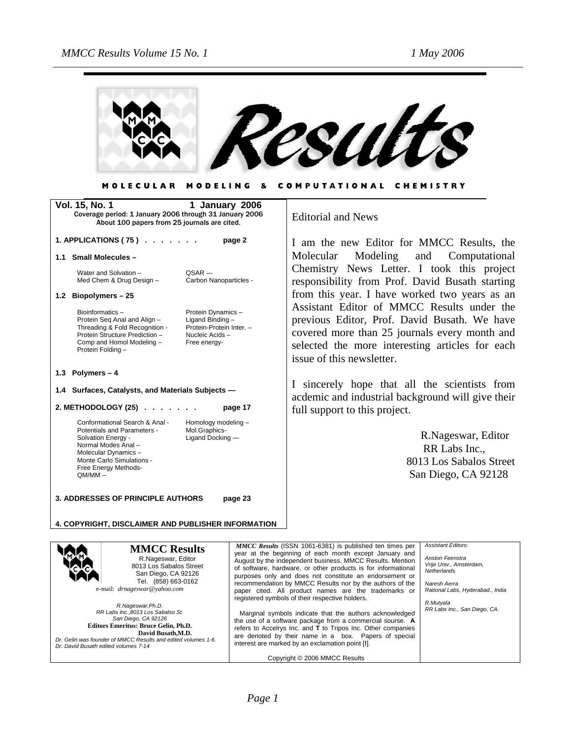# MMCC Results

MOLECULAR MODELING & COMPUTATIONAL CHEMISTRY

**Vol. 15, No. 1** **1 January 2006**

Coverage period: 1 January 2006 through 31 January 2006
About 100 papers from 25 journals are cited.

**1. APPLICATIONS ( 75 ) . . . . . . . page 2**

**1.1 Small Molecules –**

- Water and Solvation –
- Med Chem & Drug Design –
- QSAR —
- Carbon Nanoparticles -

**1.2 Biopolymers – 25**

- Bioinformatics –
- Protein Seq Anal and Align –
- Threading & Fold Recognition -
- Protein Structure Prediction –
- Comp and Homol Modeling –
- Protein Folding –
- Protein Dynamics –
- Ligand Binding –
- Protein-Protein Inter. –
- Nucleic Acids –
- Free energy-

**1.3 Polymers – 4**

**1.4 Surfaces, Catalysts, and Materials Subjects —**

**2. METHODOLOGY (25) . . . . . . . page 17**

- Conformational Search & Anal -
- Potentials and Parameters -
- Solvation Energy -
- Normal Modes Anal –
- Molecular Dynamics –
- Monte Carlo Simulations -
- Free Energy Methods-
- QM/MM –
- Homology modeling –
- Mol.Graphics-
- Ligand Docking —

**3. ADDRESSES OF PRINCIPLE AUTHORS page 23**

**4. COPYRIGHT, DISCLAIMER AND PUBLISHER INFORMATION**

## Editorial and News

I am the new Editor for MMCC Results, the Molecular Modeling and Computational Chemistry News Letter. I took this project responsibility from Prof. David Busath starting from this year. I have worked two years as an Assistant Editor of MMCC Results under the previous Editor, Prof. David Busath. We have covered more than 25 journals every month and selected the more interesting articles for each issue of this newsletter.

I sincerely hope that all the scientists from acdemic and industrial background will give their full support to this project.

R.Nageswar, Editor
RR Labs Inc.,
8013 Los Sabalos Street
San Diego, CA 92128

---

**MMCC Results**
R.Nageswar, Editor
8013 Los Sabalos Street
San Diego, CA 92126
Tel. (858) 663-0162
e-mail: *drnageswar@yahoo.com*

*R.Nageswar,Ph.D.*
*RR Labs Inc.,8013 Los Sabalso St.*
*San Diego, CA 92126*
**Editors Emeritus: Bruce Gelin, Ph.D.**
**David Busath,M.D.**
*Dr. Gelin was founder of MMCC Results and edited volumes 1-6.*
*Dr. David Busath edited volumes 7-14*

***MMCC Results*** (ISSN 1061-6381) is published ten times per year at the beginning of each month except January and August by the independent business, MMCC Results. Mention of software, hardware, or other products is for informational purposes only and does not constitute an endorsement or recommendation by MMCC Results nor by the authors of the paper cited. All product names are the trademarks or registered symbols of their respective holders.

Marginal symbols indicate that the authors acknowledged the use of a software package from a commercial sourse. **A** refers to Accelrys Inc. and **T** to Tripos Inc. Other companies are denoted by their name in a box. Papers of special interest are marked by an exclamation point [**!**].

Copyright © 2006 MMCC Results

*Assistant Editors:*

*Anston Feenstra*
*Vrije Univ., Amsterdam, Netherlands*

*Naresh Aerra*
*Rational Labs, Hyderabad., India*

*R.Mutyala*
*RR Labs Inc., San Diego, CA.*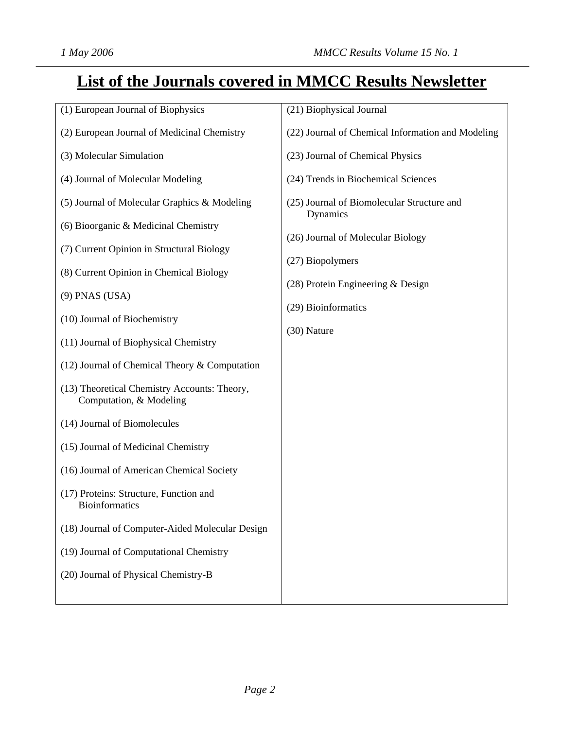# List of the Journals covered in MMCC Results Newsletter

(1) European Journal of Biophysics

(2) European Journal of Medicinal Chemistry

(3) Molecular Simulation

(4) Journal of Molecular Modeling

(5) Journal of Molecular Graphics & Modeling

(6) Bioorganic & Medicinal Chemistry

(7) Current Opinion in Structural Biology

(8) Current Opinion in Chemical Biology

(9) PNAS (USA)

(10) Journal of Biochemistry

(11) Journal of Biophysical Chemistry

(12) Journal of Chemical Theory & Computation

(13) Theoretical Chemistry Accounts: Theory, Computation, & Modeling

(14) Journal of Biomolecules

(15) Journal of Medicinal Chemistry

(16) Journal of American Chemical Society

(17) Proteins: Structure, Function and Bioinformatics

(18) Journal of Computer-Aided Molecular Design

(19) Journal of Computational Chemistry

(20) Journal of Physical Chemistry-B

(21) Biophysical Journal

(22) Journal of Chemical Information and Modeling

(23) Journal of Chemical Physics

(24) Trends in Biochemical Sciences

(25) Journal of Biomolecular Structure and Dynamics

(26) Journal of Molecular Biology

(27) Biopolymers

(28) Protein Engineering & Design

(29) Bioinformatics

(30) Nature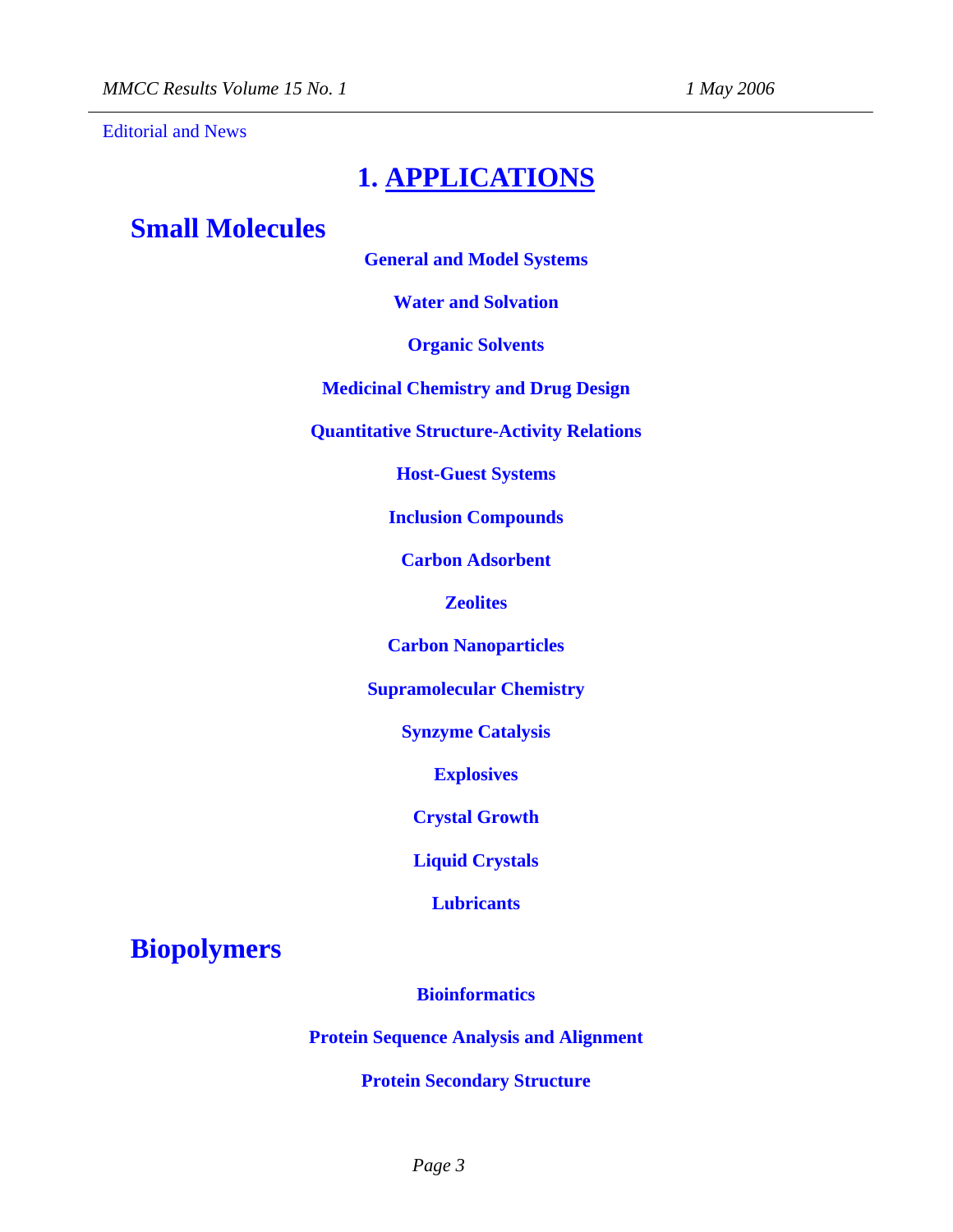Editorial and News

# 1. APPLICATIONS

## Small Molecules

**General and Model Systems**

**Water and Solvation**

**Organic Solvents**

**Medicinal Chemistry and Drug Design**

**Quantitative Structure-Activity Relations**

**Host-Guest Systems**

**Inclusion Compounds**

**Carbon Adsorbent**

**Zeolites**

**Carbon Nanoparticles**

**Supramolecular Chemistry**

**Synzyme Catalysis**

**Explosives**

**Crystal Growth**

**Liquid Crystals**

**Lubricants**

## Biopolymers

**Bioinformatics**

**Protein Sequence Analysis and Alignment**

**Protein Secondary Structure**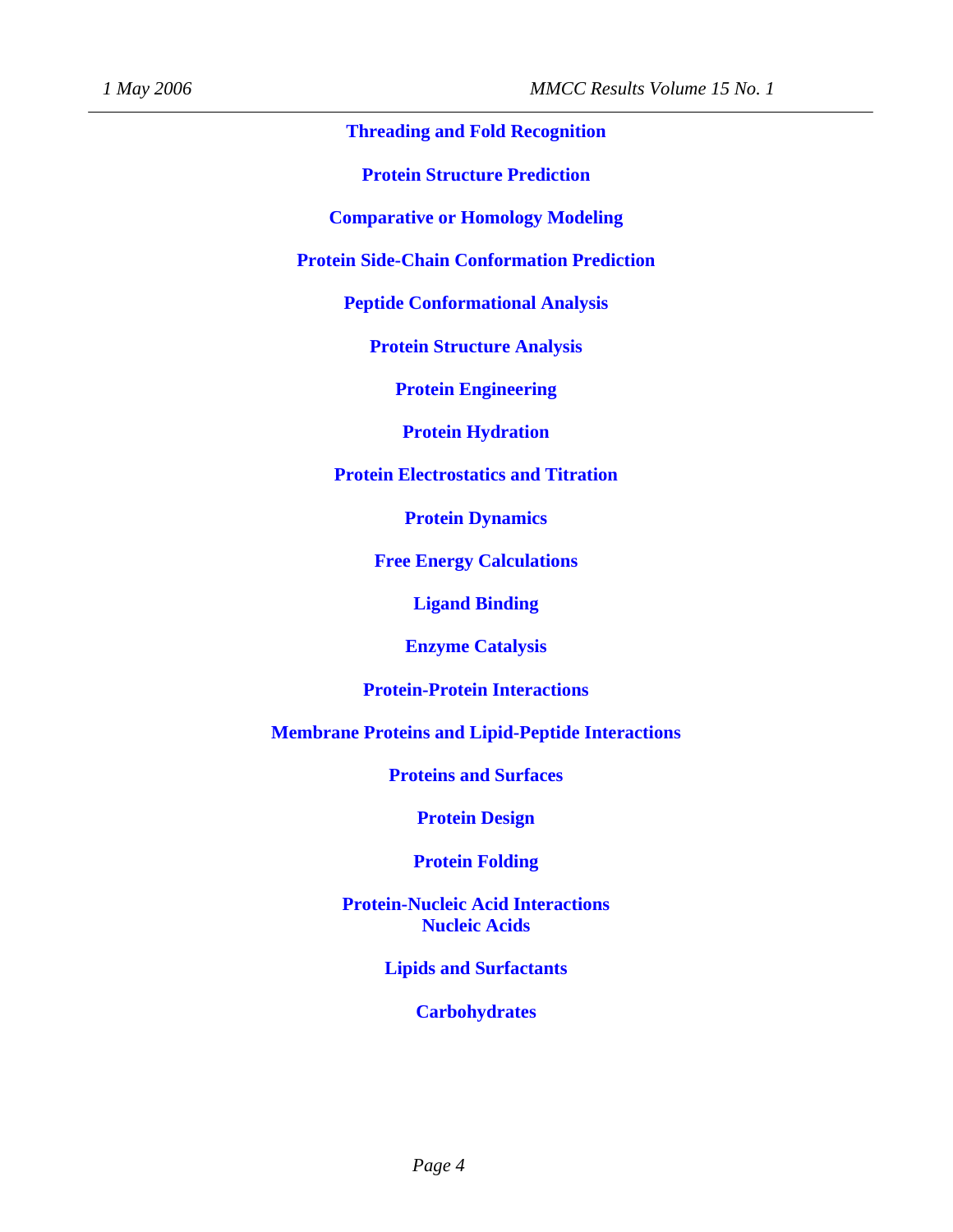**Threading and Fold Recognition**

**Protein Structure Prediction**

**Comparative or Homology Modeling**

**Protein Side-Chain Conformation Prediction**

**Peptide Conformational Analysis**

**Protein Structure Analysis**

**Protein Engineering**

**Protein Hydration**

**Protein Electrostatics and Titration**

**Protein Dynamics**

**Free Energy Calculations**

**Ligand Binding**

**Enzyme Catalysis**

**Protein-Protein Interactions**

**Membrane Proteins and Lipid-Peptide Interactions**

**Proteins and Surfaces**

**Protein Design**

**Protein Folding**

**Protein-Nucleic Acid Interactions**
**Nucleic Acids**

**Lipids and Surfactants**

**Carbohydrates**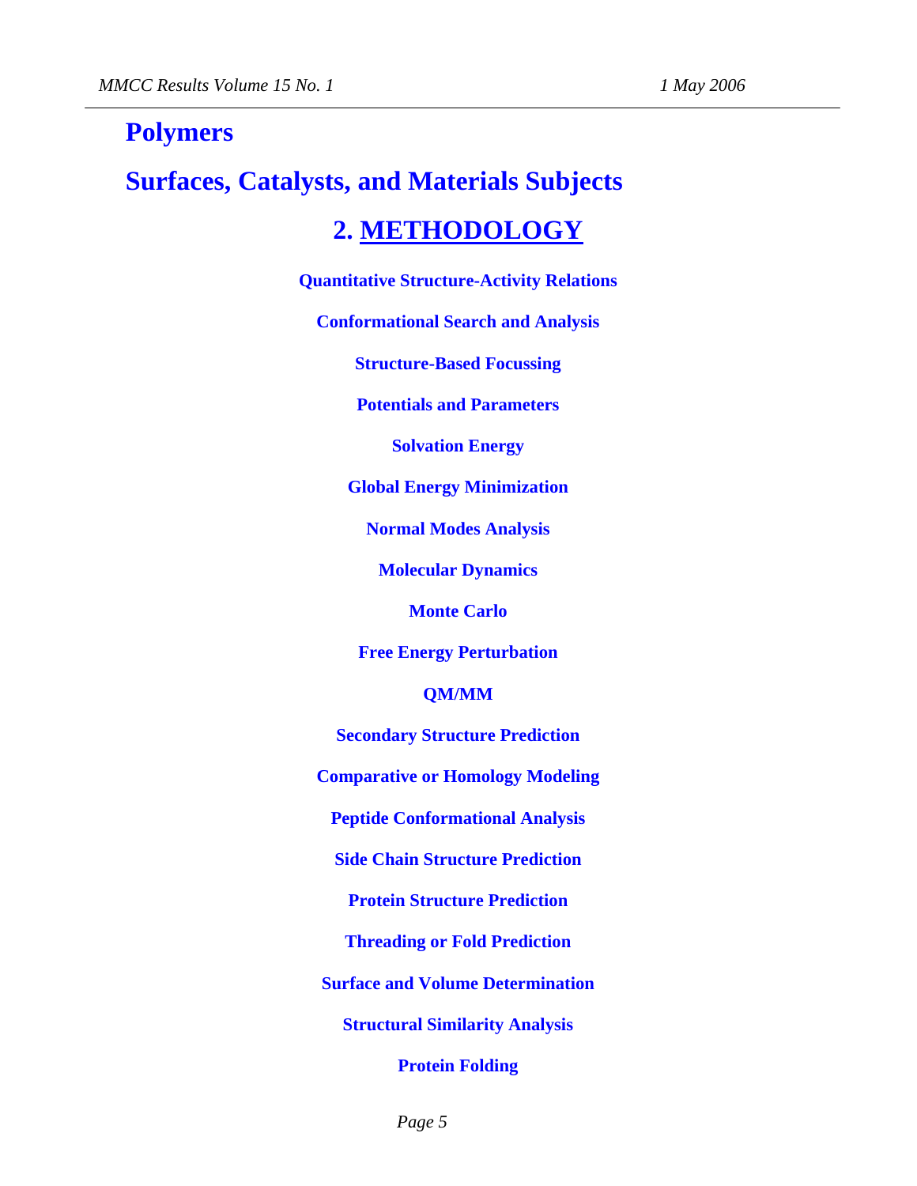## Polymers

## Surfaces, Catalysts, and Materials Subjects

# 2. METHODOLOGY

**Quantitative Structure-Activity Relations**

**Conformational Search and Analysis**

**Structure-Based Focussing**

**Potentials and Parameters**

**Solvation Energy**

**Global Energy Minimization**

**Normal Modes Analysis**

**Molecular Dynamics**

**Monte Carlo**

**Free Energy Perturbation**

**QM/MM**

**Secondary Structure Prediction**

**Comparative or Homology Modeling**

**Peptide Conformational Analysis**

**Side Chain Structure Prediction**

**Protein Structure Prediction**

**Threading or Fold Prediction**

**Surface and Volume Determination**

**Structural Similarity Analysis**

**Protein Folding**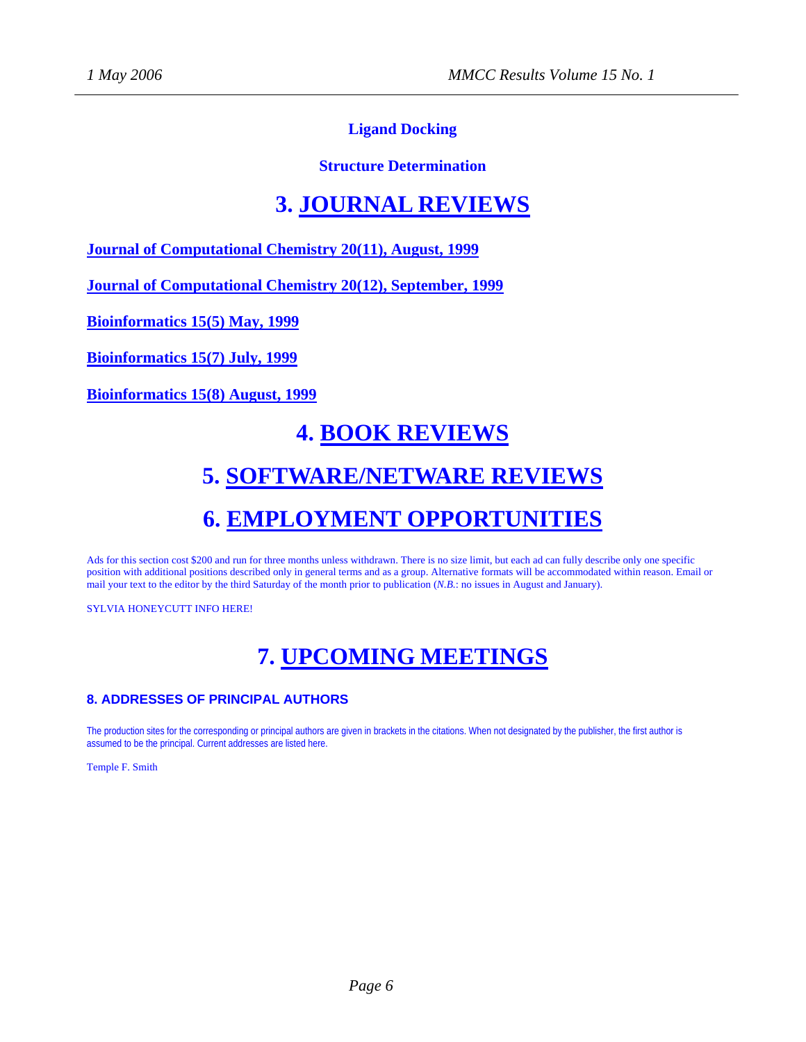### Ligand Docking

### Structure Determination

# 3. JOURNAL REVIEWS

**Journal of Computational Chemistry 20(11), August, 1999**

**Journal of Computational Chemistry 20(12), September, 1999**

**Bioinformatics 15(5) May, 1999**

**Bioinformatics 15(7) July, 1999**

**Bioinformatics 15(8) August, 1999**

# 4. BOOK REVIEWS

# 5. SOFTWARE/NETWARE REVIEWS

# 6. EMPLOYMENT OPPORTUNITIES

Ads for this section cost $200 and run for three months unless withdrawn. There is no size limit, but each ad can fully describe only one specific position with additional positions described only in general terms and as a group. Alternative formats will be accommodated within reason. Email or mail your text to the editor by the third Saturday of the month prior to publication (*N.B.*: no issues in August and January).

SYLVIA HONEYCUTT INFO HERE!

# 7. UPCOMING MEETINGS

### 8. ADDRESSES OF PRINCIPAL AUTHORS

The production sites for the corresponding or principal authors are given in brackets in the citations. When not designated by the publisher, the first author is assumed to be the principal. Current addresses are listed here.

Temple F. Smith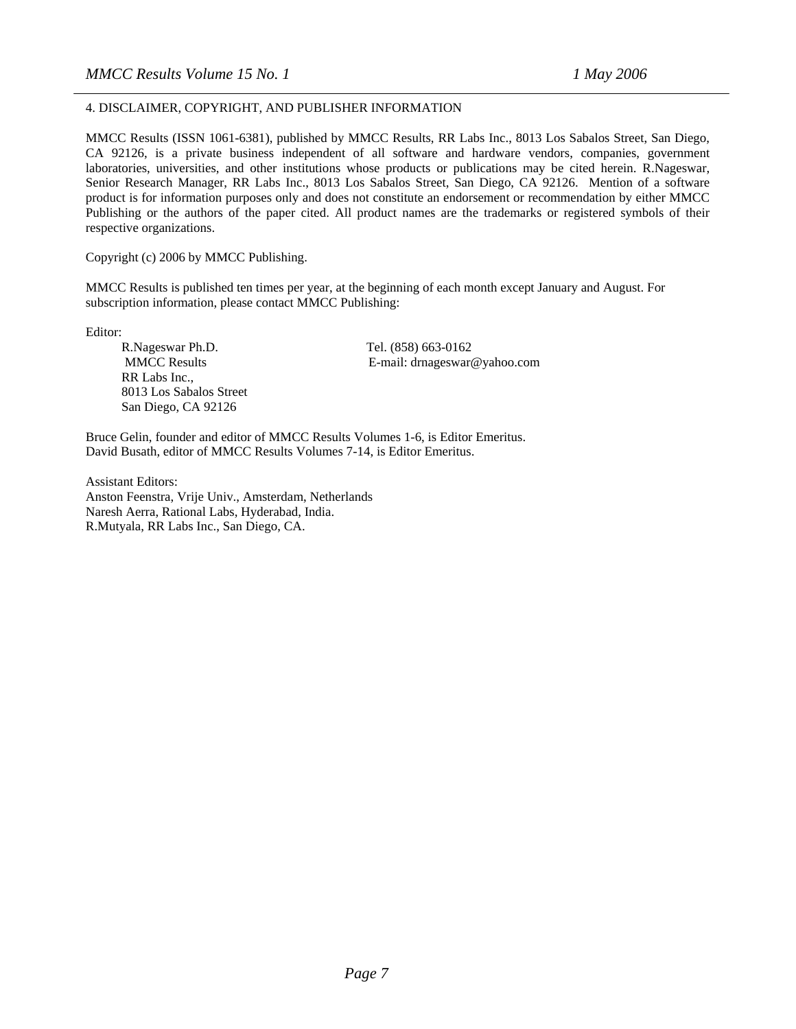## 4. DISCLAIMER, COPYRIGHT, AND PUBLISHER INFORMATION

MMCC Results (ISSN 1061-6381), published by MMCC Results, RR Labs Inc., 8013 Los Sabalos Street, San Diego, CA 92126, is a private business independent of all software and hardware vendors, companies, government laboratories, universities, and other institutions whose products or publications may be cited herein. R.Nageswar, Senior Research Manager, RR Labs Inc., 8013 Los Sabalos Street, San Diego, CA 92126. Mention of a software product is for information purposes only and does not constitute an endorsement or recommendation by either MMCC Publishing or the authors of the paper cited. All product names are the trademarks or registered symbols of their respective organizations.

Copyright (c) 2006 by MMCC Publishing.

MMCC Results is published ten times per year, at the beginning of each month except January and August. For subscription information, please contact MMCC Publishing:

Editor:

R.Nageswar Ph.D.  
MMCC Results  
RR Labs Inc.,  
8013 Los Sabalos Street  
San Diego, CA 92126

Tel. (858) 663-0162  
E-mail: drnageswar@yahoo.com

Bruce Gelin, founder and editor of MMCC Results Volumes 1-6, is Editor Emeritus.  
David Busath, editor of MMCC Results Volumes 7-14, is Editor Emeritus.

Assistant Editors:  
Anston Feenstra, Vrije Univ., Amsterdam, Netherlands  
Naresh Aerra, Rational Labs, Hyderabad, India.  
R.Mutyala, RR Labs Inc., San Diego, CA.